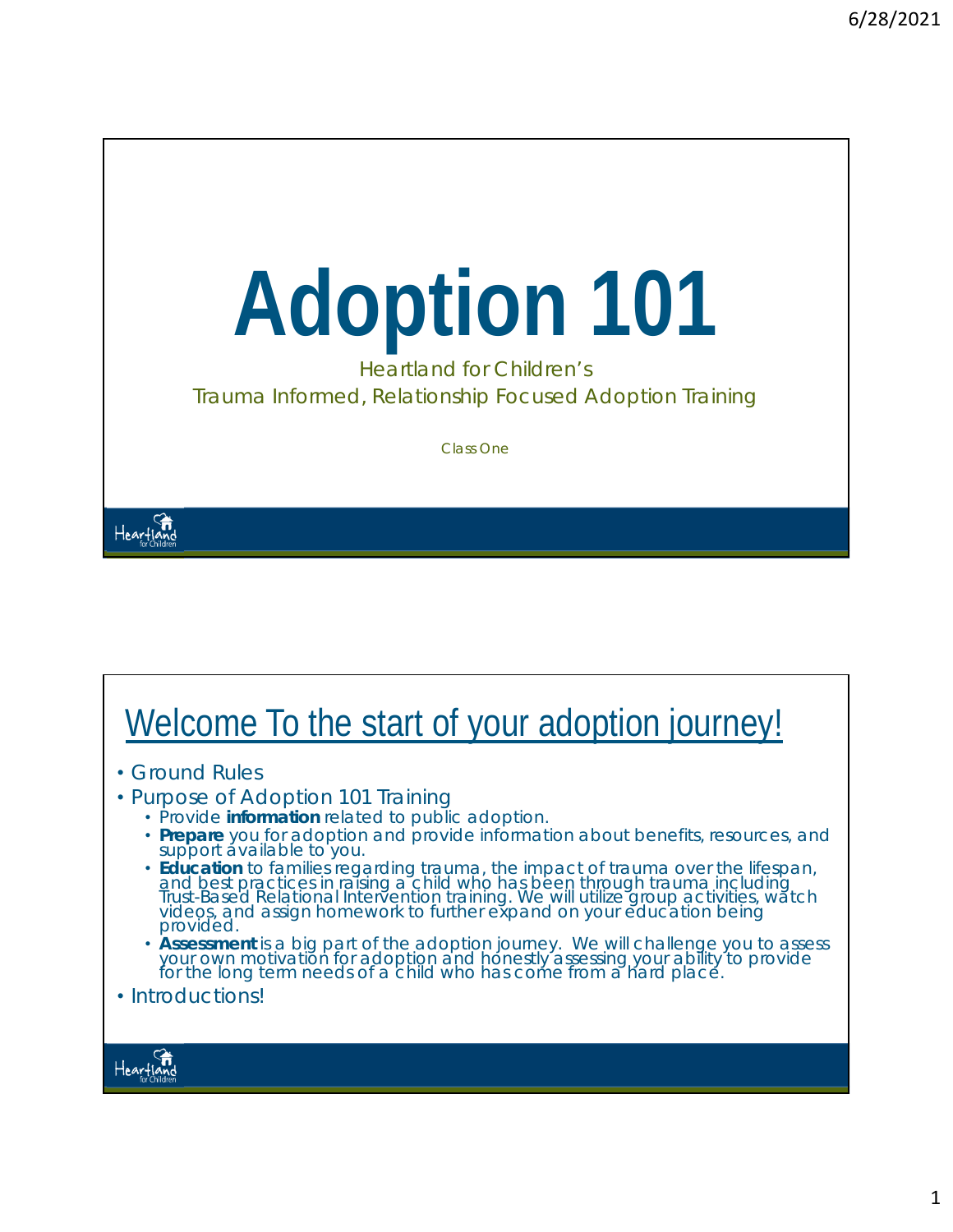# Adoption 101

Heartland for Children's

Trauma Informed, Relationship Focused Adoption Training

Class One

## Welcome To the start of your adoption journey!

- Ground Rules
- Purpose of Adoption 101 Training
  - Provide **information** related to public adoption.
  - **Prepare** you for adoption and provide information about benefits, resources, and support available to you.
  - **Education** to families regarding trauma, the impact of trauma over the lifespan, and best practices in raising a child who has been through trauma including Trust-Based Relational Intervention training. We will utilize group activities, watch videos, and assign homework to further expand on your education being provided.
  - **Assessment** is a big part of the adoption journey. We will challenge you to assess your own motivation for adoption and honestly assessing your ability to provide for the long term needs of a child who has come from a hard place.
- Introductions!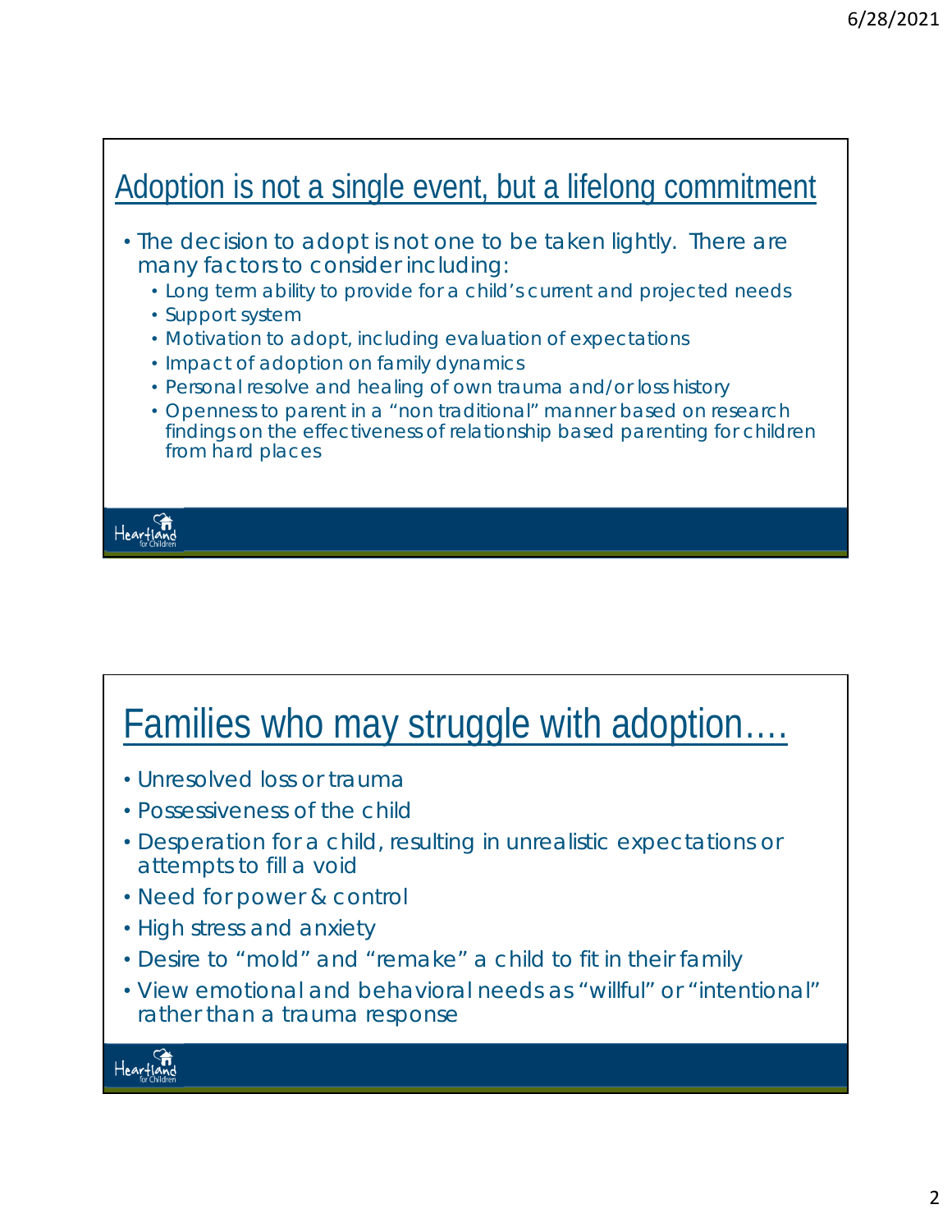## Adoption is not a single event, but a lifelong commitment

- The decision to adopt is not one to be taken lightly. There are many factors to consider including:
  - Long term ability to provide for a child's current and projected needs
  - Support system
  - Motivation to adopt, including evaluation of expectations
  - Impact of adoption on family dynamics
  - Personal resolve and healing of own trauma and/or loss history
  - Openness to parent in a "non traditional" manner based on research findings on the effectiveness of relationship based parenting for children from hard places

## Families who may struggle with adoption….

- Unresolved loss or trauma
- Possessiveness of the child
- Desperation for a child, resulting in unrealistic expectations or attempts to fill a void
- Need for power & control
- High stress and anxiety
- Desire to "mold" and "remake" a child to fit in their family
- View emotional and behavioral needs as "willful" or "intentional" rather than a trauma response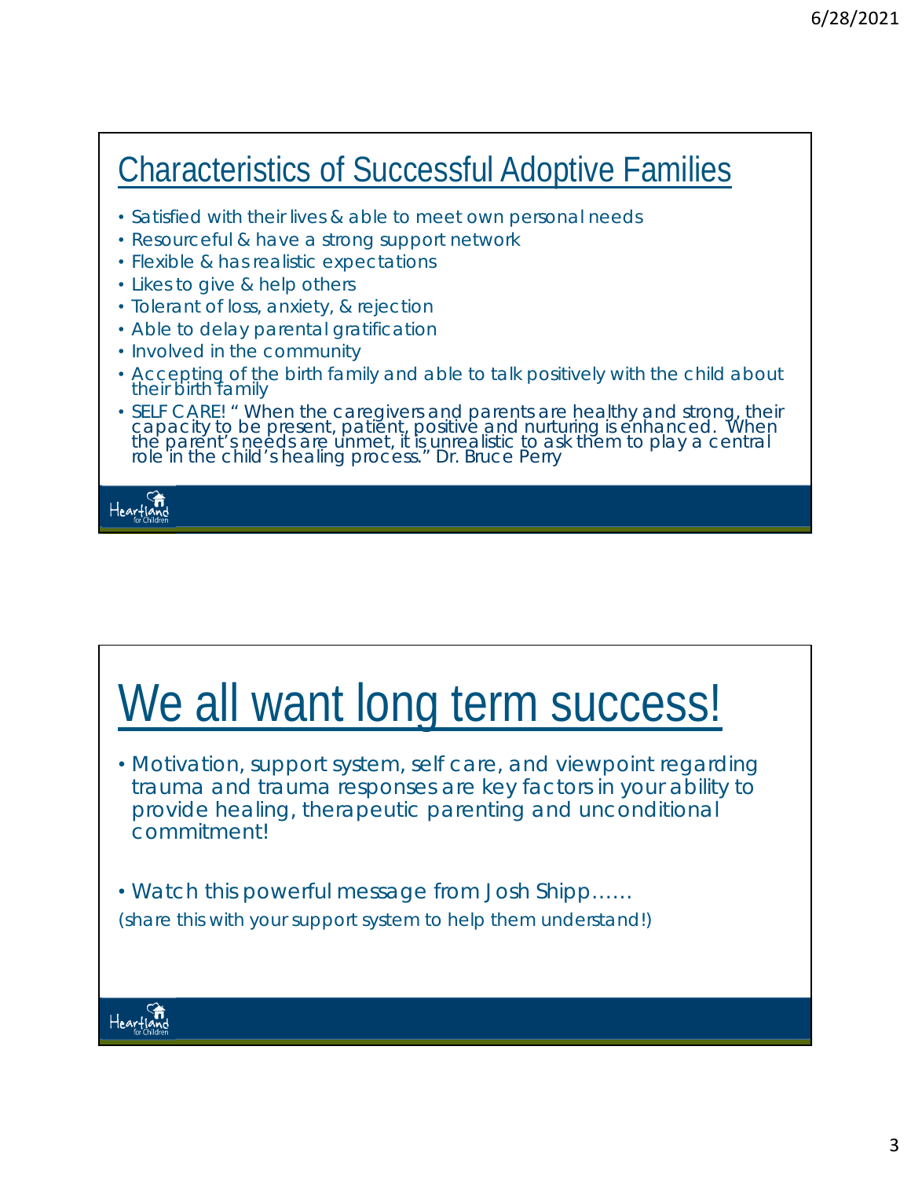## Characteristics of Successful Adoptive Families

- Satisfied with their lives & able to meet own personal needs
- Resourceful & have a strong support network
- Flexible & has realistic expectations
- Likes to give & help others
- Tolerant of loss, anxiety, & rejection
- Able to delay parental gratification
- Involved in the community
- Accepting of the birth family and able to talk positively with the child about their birth family
- SELF CARE! " When the caregivers and parents are healthy and strong, their capacity to be present, patient, positive and nurturing is enhanced. When the parent's needs are unmet, it is unrealistic to ask them to play a central role in the child's healing process." Dr. Bruce Perry

Heartland for Children

# We all want long term success!

- Motivation, support system, self care, and viewpoint regarding trauma and trauma responses are key factors in your ability to provide healing, therapeutic parenting and unconditional commitment!
- Watch this powerful message from Josh Shipp……

(share this with your support system to help them understand!)

Heartland for Children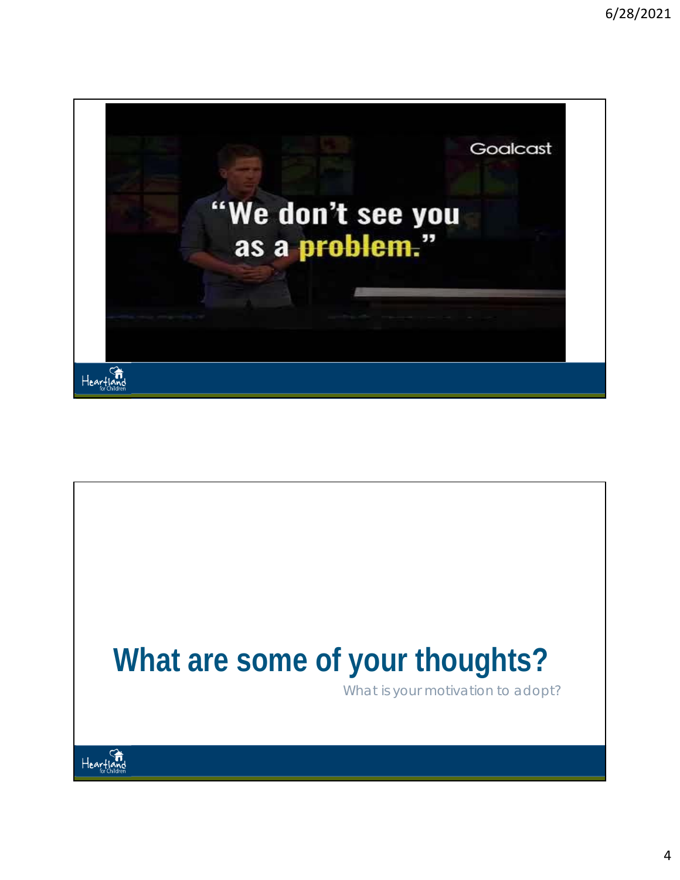"We don't see you as a problem."

# What are some of your thoughts?

What is your motivation to adopt?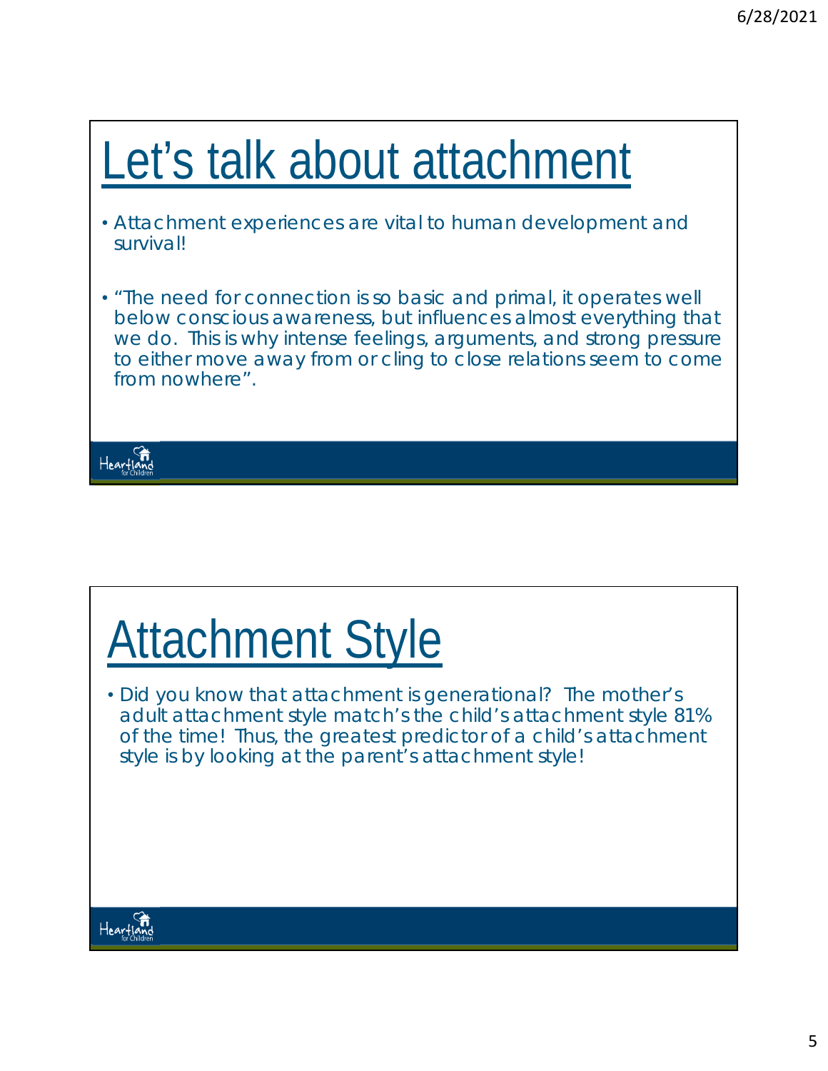# Let's talk about attachment

- Attachment experiences are vital to human development and survival!
- "The need for connection is so basic and primal, it operates well below conscious awareness, but influences almost everything that we do. This is why intense feelings, arguments, and strong pressure to either move away from or cling to close relations seem to come from nowhere".

# Attachment Style

- Did you know that attachment is generational? The mother's adult attachment style match's the child's attachment style 81% of the time! Thus, the greatest predictor of a child's attachment style is by looking at the parent's attachment style!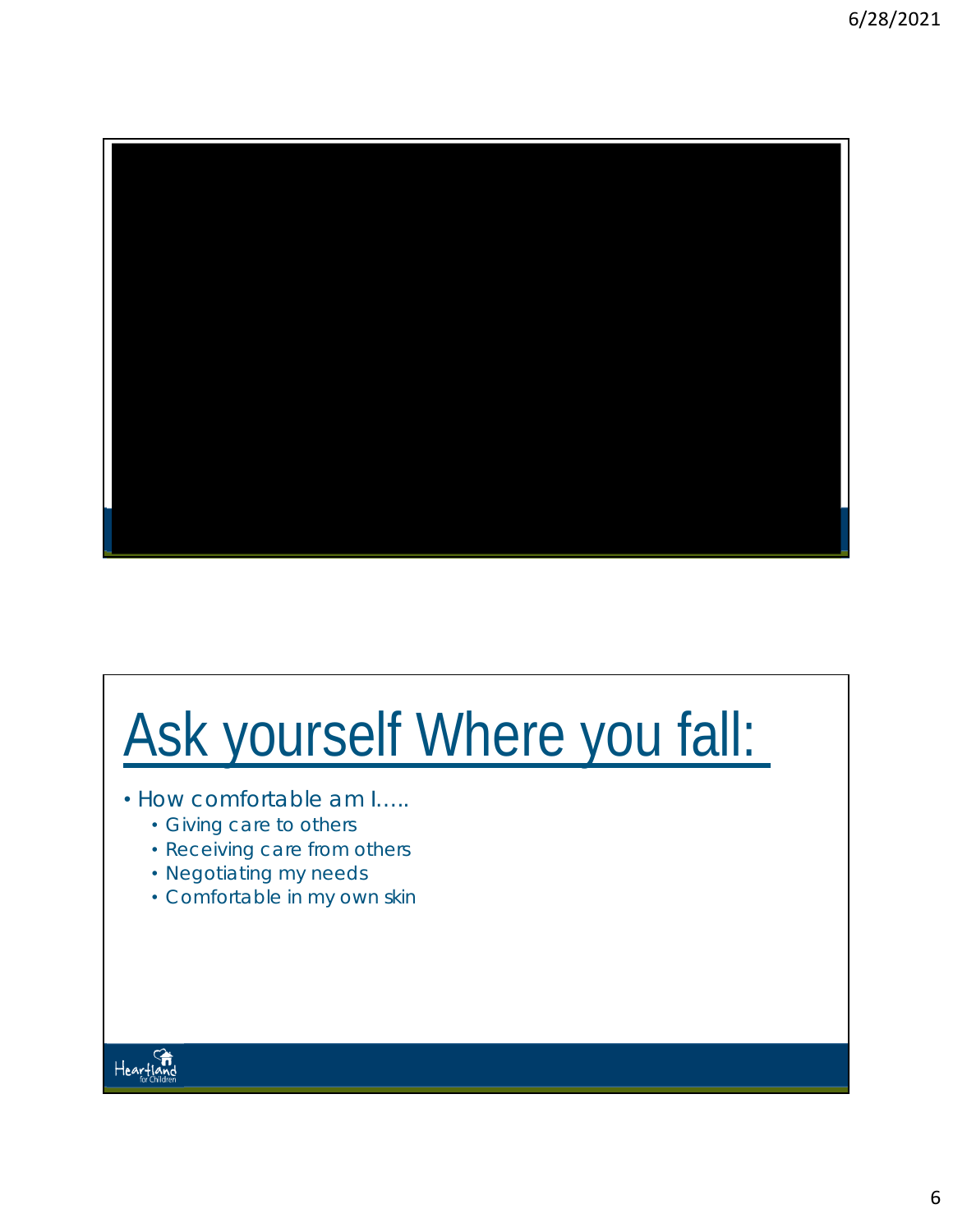# Ask yourself Where you fall:

- How comfortable am I.....
  - Giving care to others
  - Receiving care from others
  - Negotiating my needs
  - Comfortable in my own skin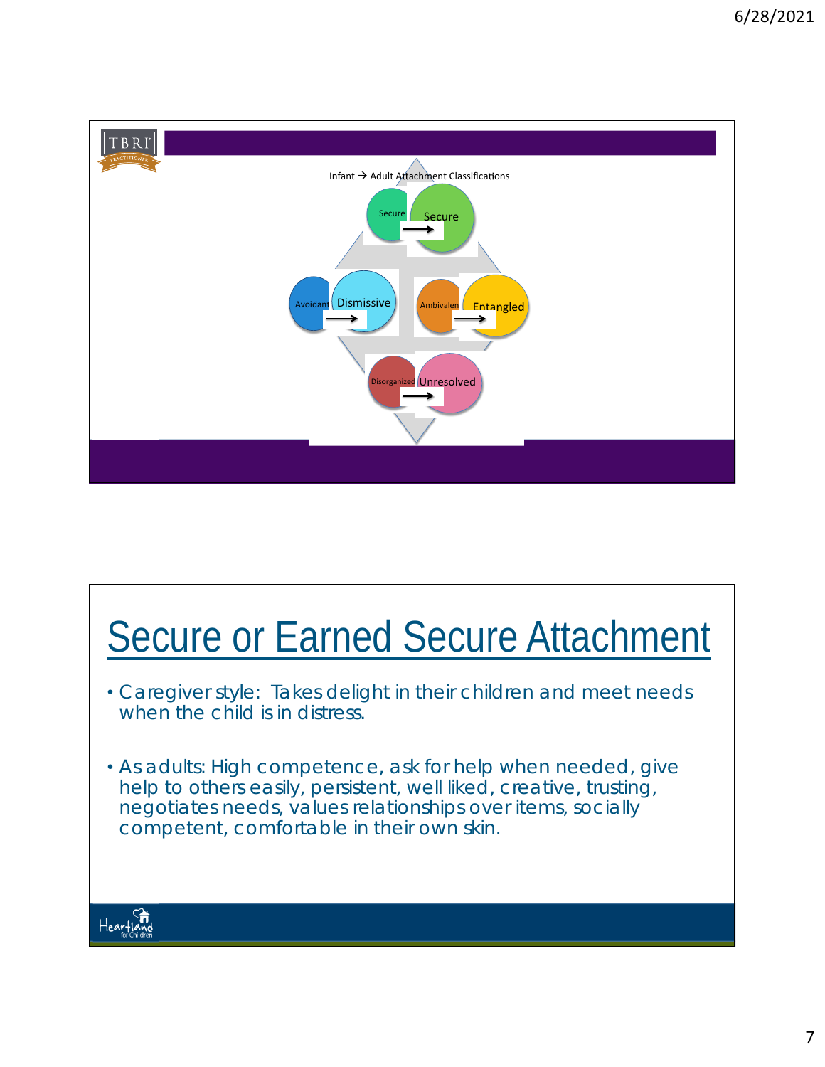Infant → Adult Attachment Classifications

Secure → Secure

Avoidant → Dismissive

Ambivalent → Entangled

Disorganized → Unresolved

# Secure or Earned Secure Attachment

- Caregiver style: Takes delight in their children and meet needs when the child is in distress.
- As adults: High competence, ask for help when needed, give help to others easily, persistent, well liked, creative, trusting, negotiates needs, values relationships over items, socially competent, comfortable in their own skin.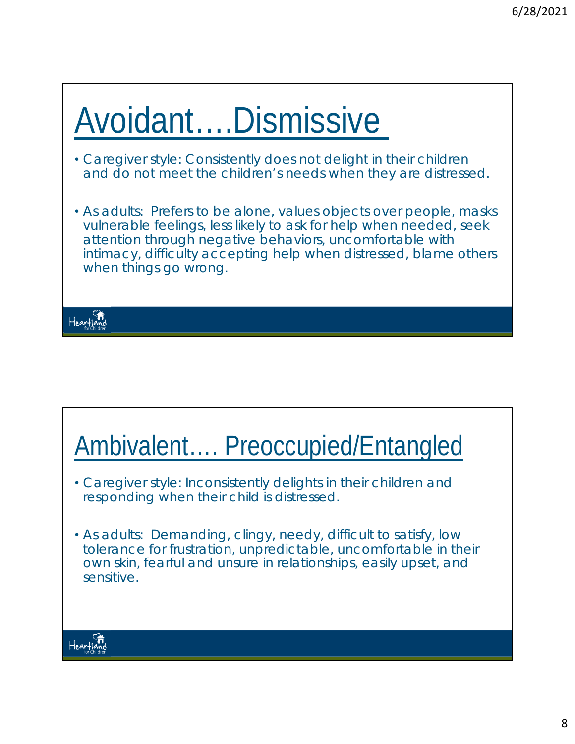# Avoidant….Dismissive

- Caregiver style: Consistently does not delight in their children and do not meet the children's needs when they are distressed.
- As adults: Prefers to be alone, values objects over people, masks vulnerable feelings, less likely to ask for help when needed, seek attention through negative behaviors, uncomfortable with intimacy, difficulty accepting help when distressed, blame others when things go wrong.

# Ambivalent…. Preoccupied/Entangled

- Caregiver style: Inconsistently delights in their children and responding when their child is distressed.
- As adults: Demanding, clingy, needy, difficult to satisfy, low tolerance for frustration, unpredictable, uncomfortable in their own skin, fearful and unsure in relationships, easily upset, and sensitive.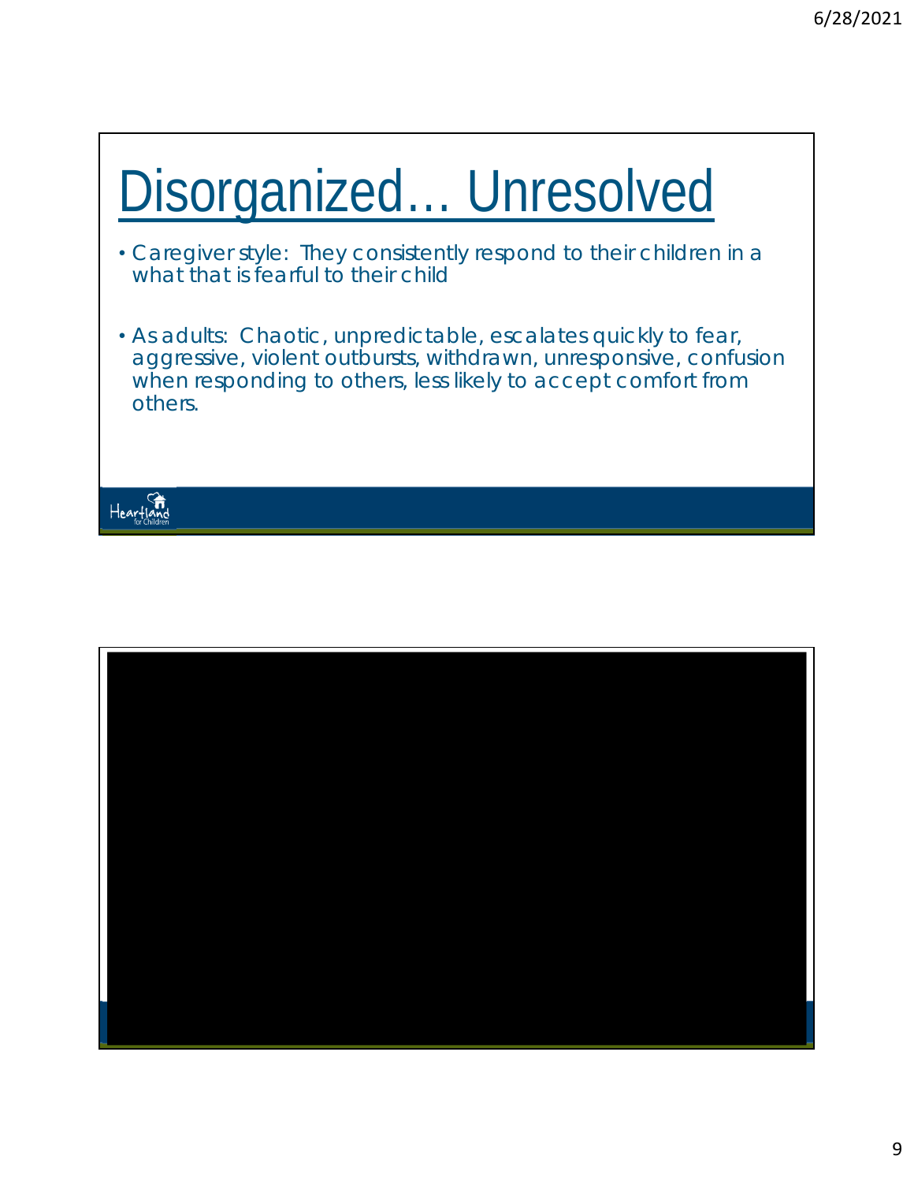# Disorganized… Unresolved

- Caregiver style: They consistently respond to their children in a what that is fearful to their child
- As adults: Chaotic, unpredictable, escalates quickly to fear, aggressive, violent outbursts, withdrawn, unresponsive, confusion when responding to others, less likely to accept comfort from others.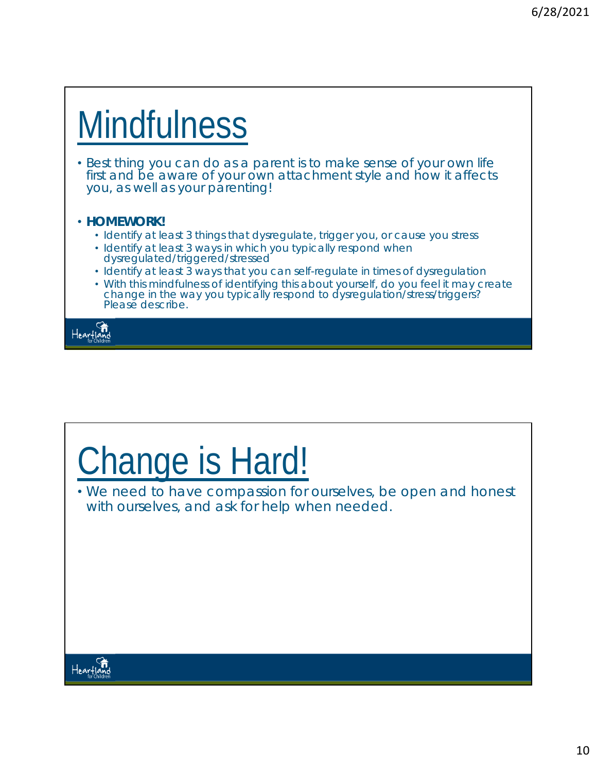# Mindfulness

- Best thing you can do as a parent is to make sense of your own life first and be aware of your own attachment style and how it affects you, as well as your parenting!

- **HOMEWORK!**
  - Identify at least 3 things that dysregulate, trigger you, or cause you stress
  - Identify at least 3 ways in which you typically respond when dysregulated/triggered/stressed
  - Identify at least 3 ways that you can self-regulate in times of dysregulation
  - With this mindfulness of identifying this about yourself, do you feel it may create change in the way you typically respond to dysregulation/stress/triggers? Please describe.

# Change is Hard!

- We need to have compassion for ourselves, be open and honest with ourselves, and ask for help when needed.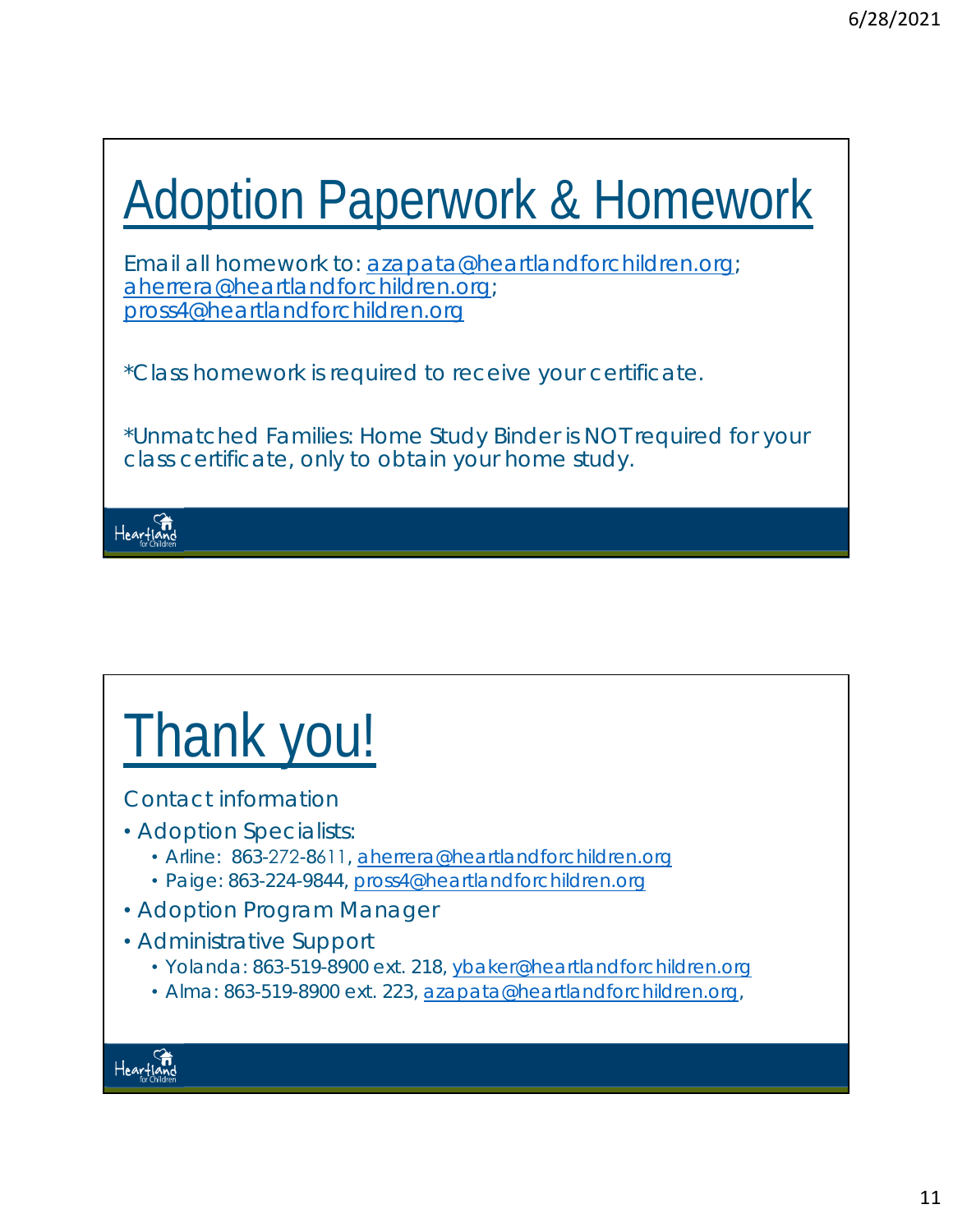# Adoption Paperwork & Homework

Email all homework to: azapata@heartlandforchildren.org; aherrera@heartlandforchildren.org; pross4@heartlandforchildren.org

*Class homework is required to receive your certificate.

*Unmatched Families: Home Study Binder is NOT required for your class certificate, only to obtain your home study.

# Thank you!

Contact information

- Adoption Specialists:
  - Arline: 863-272-8611, aherrera@heartlandforchildren.org
  - Paige: 863-224-9844, pross4@heartlandforchildren.org
- Adoption Program Manager
- Administrative Support
  - Yolanda: 863-519-8900 ext. 218, ybaker@heartlandforchildren.org
  - Alma: 863-519-8900 ext. 223, azapata@heartlandforchildren.org,